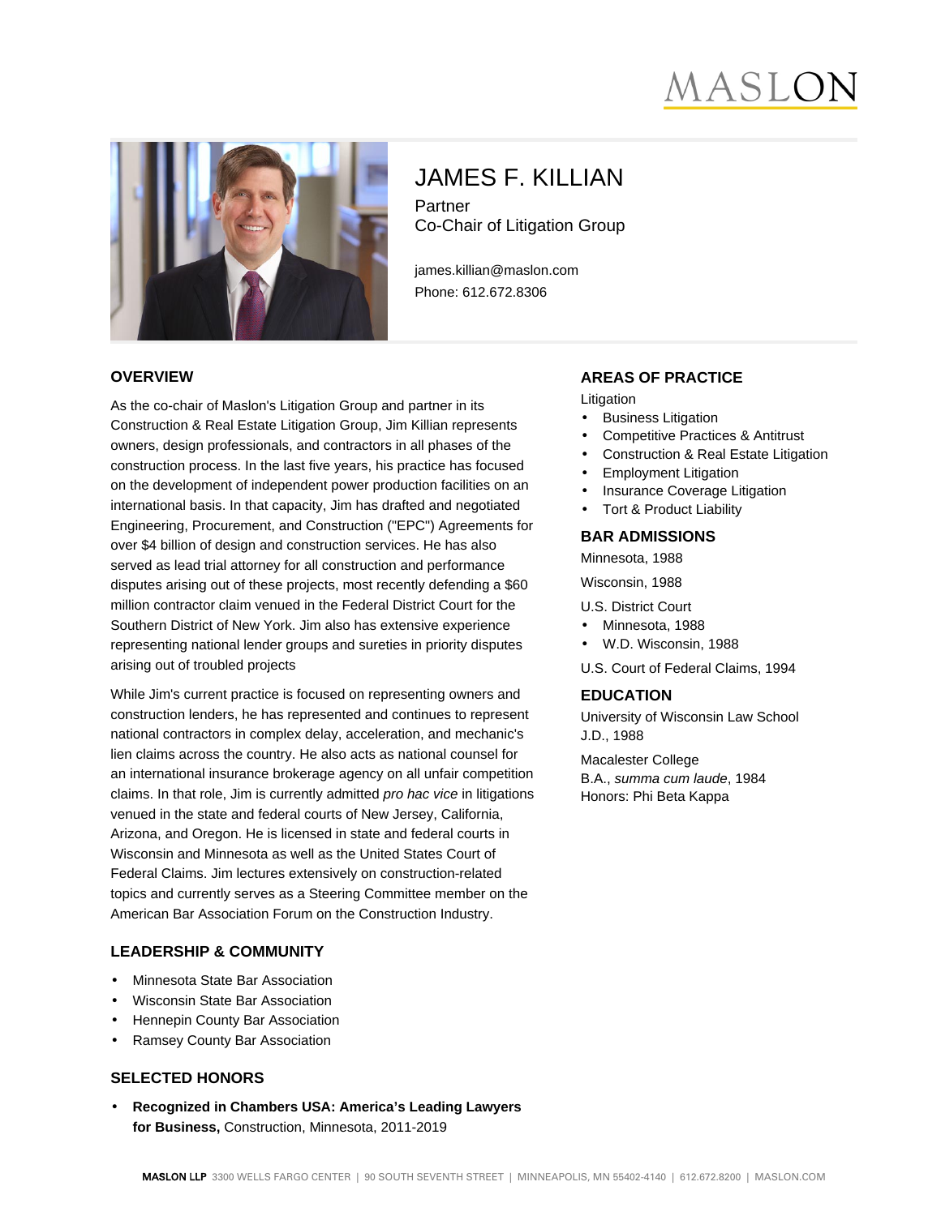# JAMES F. KILLIAN

Partner
Co-Chair of Litigation Group

james.killian@maslon.com
Phone: 612.672.8306

## OVERVIEW

As the co-chair of Maslon's Litigation Group and partner in its Construction & Real Estate Litigation Group, Jim Killian represents owners, design professionals, and contractors in all phases of the construction process. In the last five years, his practice has focused on the development of independent power production facilities on an international basis. In that capacity, Jim has drafted and negotiated Engineering, Procurement, and Construction ("EPC") Agreements for over $4 billion of design and construction services. He has also served as lead trial attorney for all construction and performance disputes arising out of these projects, most recently defending a $60 million contractor claim venued in the Federal District Court for the Southern District of New York. Jim also has extensive experience representing national lender groups and sureties in priority disputes arising out of troubled projects

While Jim's current practice is focused on representing owners and construction lenders, he has represented and continues to represent national contractors in complex delay, acceleration, and mechanic's lien claims across the country. He also acts as national counsel for an international insurance brokerage agency on all unfair competition claims. In that role, Jim is currently admitted *pro hac vice* in litigations venued in the state and federal courts of New Jersey, California, Arizona, and Oregon. He is licensed in state and federal courts in Wisconsin and Minnesota as well as the United States Court of Federal Claims. Jim lectures extensively on construction-related topics and currently serves as a Steering Committee member on the American Bar Association Forum on the Construction Industry.

## LEADERSHIP & COMMUNITY

- Minnesota State Bar Association
- Wisconsin State Bar Association
- Hennepin County Bar Association
- Ramsey County Bar Association

## SELECTED HONORS

- **Recognized in Chambers USA: America's Leading Lawyers for Business,** Construction, Minnesota, 2011-2019

## AREAS OF PRACTICE

Litigation

- Business Litigation
- Competitive Practices & Antitrust
- Construction & Real Estate Litigation
- Employment Litigation
- Insurance Coverage Litigation
- Tort & Product Liability

## BAR ADMISSIONS

Minnesota, 1988

Wisconsin, 1988

U.S. District Court

- Minnesota, 1988
- W.D. Wisconsin, 1988

U.S. Court of Federal Claims, 1994

## EDUCATION

University of Wisconsin Law School
J.D., 1988

Macalester College
B.A., *summa cum laude*, 1984
Honors: Phi Beta Kappa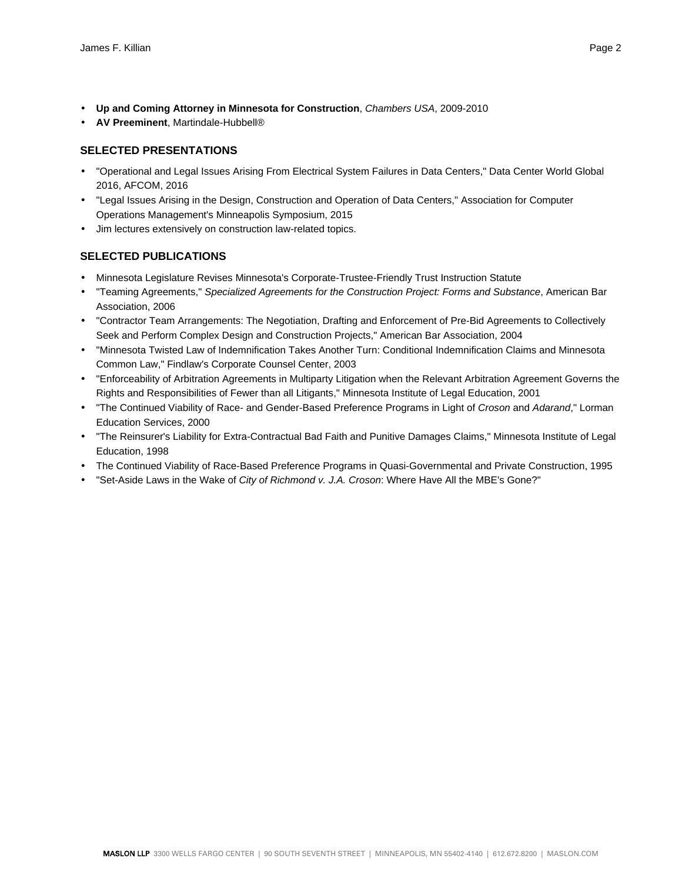- **Up and Coming Attorney in Minnesota for Construction**, *Chambers USA*, 2009-2010
- **AV Preeminent**, Martindale-Hubbell®

## SELECTED PRESENTATIONS

- "Operational and Legal Issues Arising From Electrical System Failures in Data Centers," Data Center World Global 2016, AFCOM, 2016
- "Legal Issues Arising in the Design, Construction and Operation of Data Centers," Association for Computer Operations Management's Minneapolis Symposium, 2015
- Jim lectures extensively on construction law-related topics.

## SELECTED PUBLICATIONS

- Minnesota Legislature Revises Minnesota's Corporate-Trustee-Friendly Trust Instruction Statute
- "Teaming Agreements," *Specialized Agreements for the Construction Project: Forms and Substance*, American Bar Association, 2006
- "Contractor Team Arrangements: The Negotiation, Drafting and Enforcement of Pre-Bid Agreements to Collectively Seek and Perform Complex Design and Construction Projects," American Bar Association, 2004
- "Minnesota Twisted Law of Indemnification Takes Another Turn: Conditional Indemnification Claims and Minnesota Common Law," Findlaw's Corporate Counsel Center, 2003
- "Enforceability of Arbitration Agreements in Multiparty Litigation when the Relevant Arbitration Agreement Governs the Rights and Responsibilities of Fewer than all Litigants," Minnesota Institute of Legal Education, 2001
- "The Continued Viability of Race- and Gender-Based Preference Programs in Light of *Croson* and *Adarand*," Lorman Education Services, 2000
- "The Reinsurer's Liability for Extra-Contractual Bad Faith and Punitive Damages Claims," Minnesota Institute of Legal Education, 1998
- The Continued Viability of Race-Based Preference Programs in Quasi-Governmental and Private Construction, 1995
- "Set-Aside Laws in the Wake of *City of Richmond v. J.A. Croson*: Where Have All the MBE's Gone?"